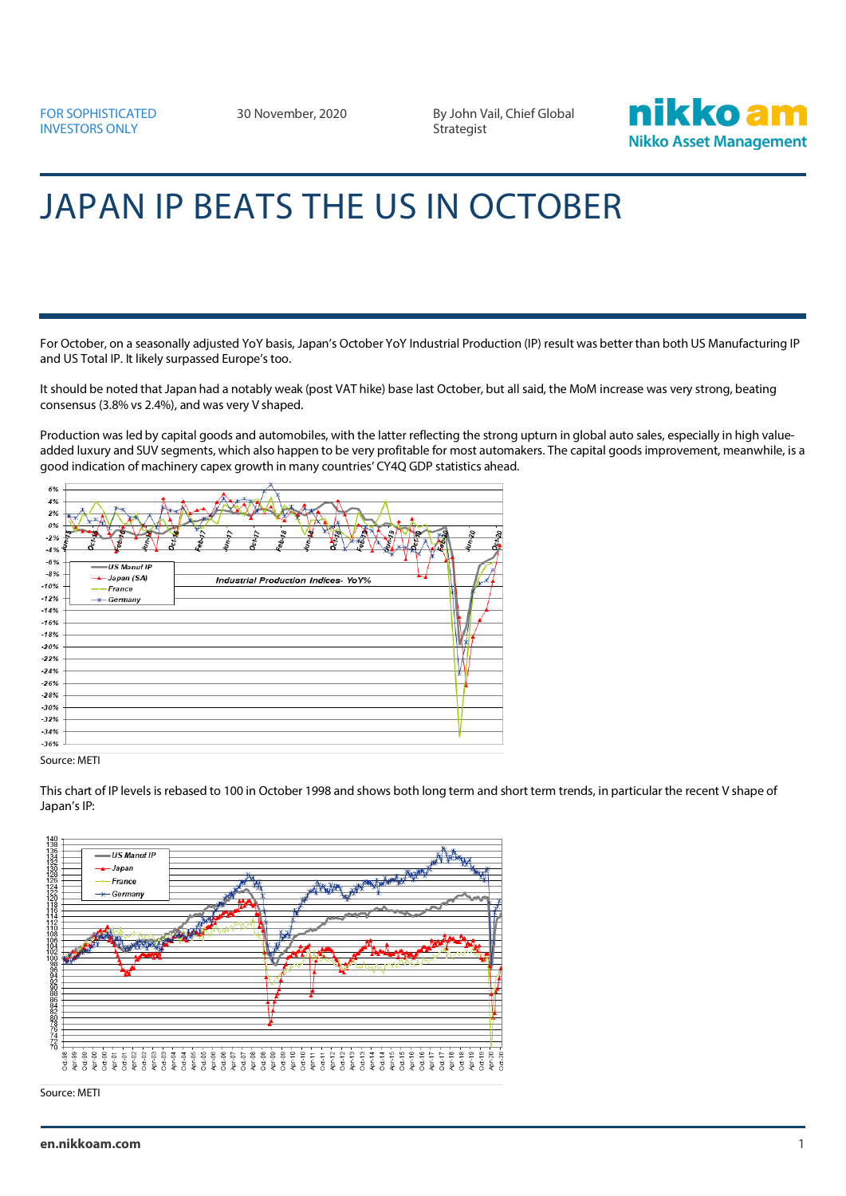FOR SOPHISTICATED INVESTORS ONLY

30 November, 2020

By John Vail, Chief Global Strategist

# JAPAN IP BEATS THE US IN OCTOBER

For October, on a seasonally adjusted YoY basis, Japan's October YoY Industrial Production (IP) result was better than both US Manufacturing IP and US Total IP. It likely surpassed Europe's too.

It should be noted that Japan had a notably weak (post VAT hike) base last October, but all said, the MoM increase was very strong, beating consensus (3.8% vs 2.4%), and was very V shaped.

Production was led by capital goods and automobiles, with the latter reflecting the strong upturn in global auto sales, especially in high value-added luxury and SUV segments, which also happen to be very profitable for most automakers. The capital goods improvement, meanwhile, is a good indication of machinery capex growth in many countries' CY4Q GDP statistics ahead.

Source: METI

This chart of IP levels is rebased to 100 in October 1998 and shows both long term and short term trends, in particular the recent V shape of Japan's IP:

Source: METI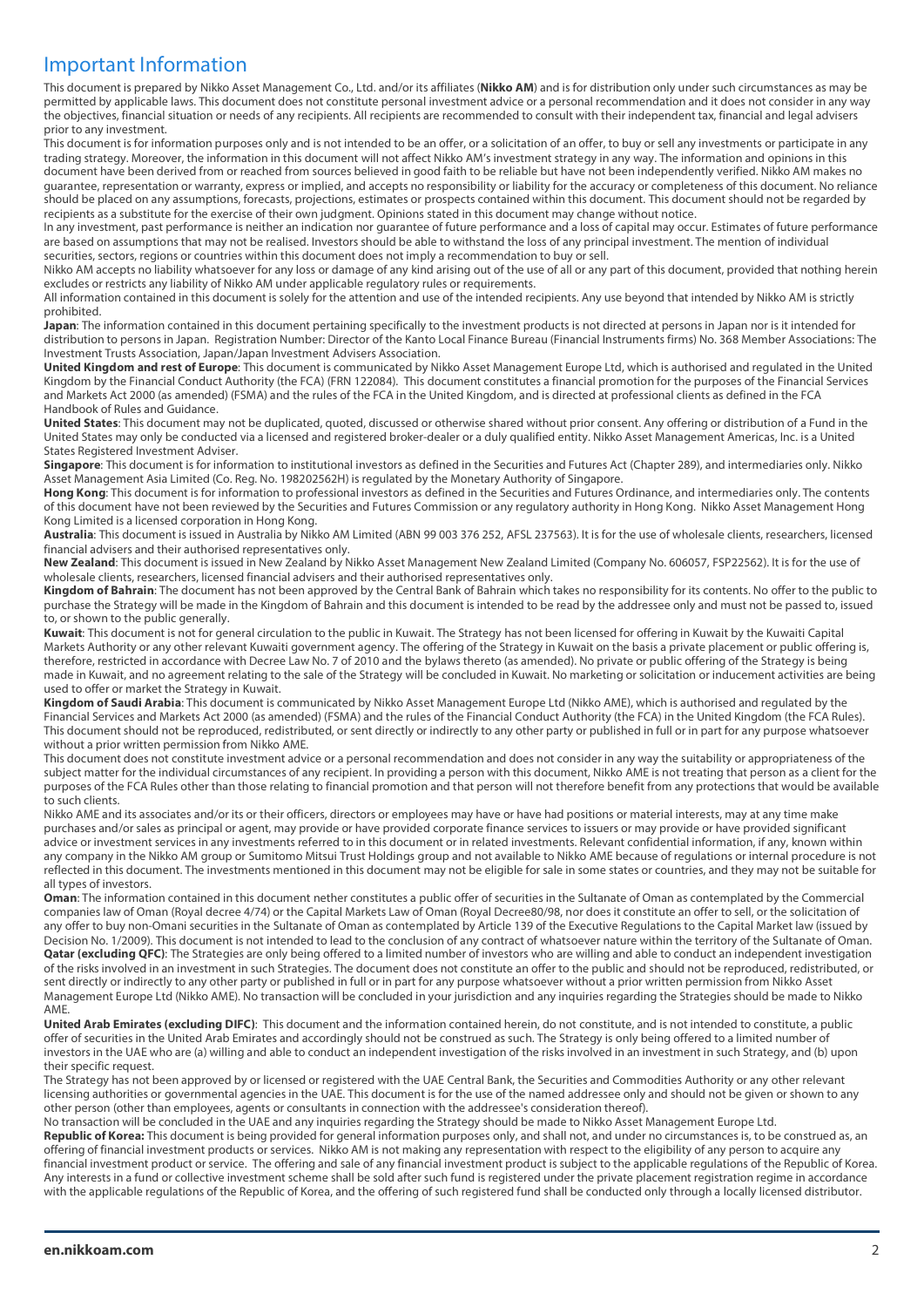# Important Information

This document is prepared by Nikko Asset Management Co., Ltd. and/or its affiliates (**Nikko AM**) and is for distribution only under such circumstances as may be permitted by applicable laws. This document does not constitute personal investment advice or a personal recommendation and it does not consider in any way the objectives, financial situation or needs of any recipients. All recipients are recommended to consult with their independent tax, financial and legal advisers prior to any investment.

This document is for information purposes only and is not intended to be an offer, or a solicitation of an offer, to buy or sell any investments or participate in any trading strategy. Moreover, the information in this document will not affect Nikko AM's investment strategy in any way. The information and opinions in this document have been derived from or reached from sources believed in good faith to be reliable but have not been independently verified. Nikko AM makes no guarantee, representation or warranty, express or implied, and accepts no responsibility or liability for the accuracy or completeness of this document. No reliance should be placed on any assumptions, forecasts, projections, estimates or prospects contained within this document. This document should not be regarded by recipients as a substitute for the exercise of their own judgment. Opinions stated in this document may change without notice.

In any investment, past performance is neither an indication nor guarantee of future performance and a loss of capital may occur. Estimates of future performance are based on assumptions that may not be realised. Investors should be able to withstand the loss of any principal investment. The mention of individual securities, sectors, regions or countries within this document does not imply a recommendation to buy or sell.

Nikko AM accepts no liability whatsoever for any loss or damage of any kind arising out of the use of all or any part of this document, provided that nothing herein excludes or restricts any liability of Nikko AM under applicable regulatory rules or requirements.

All information contained in this document is solely for the attention and use of the intended recipients. Any use beyond that intended by Nikko AM is strictly prohibited.

**Japan**: The information contained in this document pertaining specifically to the investment products is not directed at persons in Japan nor is it intended for distribution to persons in Japan. Registration Number: Director of the Kanto Local Finance Bureau (Financial Instruments firms) No. 368 Member Associations: The Investment Trusts Association, Japan/Japan Investment Advisers Association.

**United Kingdom and rest of Europe**: This document is communicated by Nikko Asset Management Europe Ltd, which is authorised and regulated in the United Kingdom by the Financial Conduct Authority (the FCA) (FRN 122084). This document constitutes a financial promotion for the purposes of the Financial Services and Markets Act 2000 (as amended) (FSMA) and the rules of the FCA in the United Kingdom, and is directed at professional clients as defined in the FCA Handbook of Rules and Guidance.

**United States**: This document may not be duplicated, quoted, discussed or otherwise shared without prior consent. Any offering or distribution of a Fund in the United States may only be conducted via a licensed and registered broker-dealer or a duly qualified entity. Nikko Asset Management Americas, Inc. is a United States Registered Investment Adviser.

**Singapore**: This document is for information to institutional investors as defined in the Securities and Futures Act (Chapter 289), and intermediaries only. Nikko Asset Management Asia Limited (Co. Reg. No. 198202562H) is regulated by the Monetary Authority of Singapore.

**Hong Kong**: This document is for information to professional investors as defined in the Securities and Futures Ordinance, and intermediaries only. The contents of this document have not been reviewed by the Securities and Futures Commission or any regulatory authority in Hong Kong. Nikko Asset Management Hong Kong Limited is a licensed corporation in Hong Kong.

**Australia**: This document is issued in Australia by Nikko AM Limited (ABN 99 003 376 252, AFSL 237563). It is for the use of wholesale clients, researchers, licensed financial advisers and their authorised representatives only.

**New Zealand**: This document is issued in New Zealand by Nikko Asset Management New Zealand Limited (Company No. 606057, FSP22562). It is for the use of wholesale clients, researchers, licensed financial advisers and their authorised representatives only.

**Kingdom of Bahrain**: The document has not been approved by the Central Bank of Bahrain which takes no responsibility for its contents. No offer to the public to purchase the Strategy will be made in the Kingdom of Bahrain and this document is intended to be read by the addressee only and must not be passed to, issued to, or shown to the public generally.

**Kuwait**: This document is not for general circulation to the public in Kuwait. The Strategy has not been licensed for offering in Kuwait by the Kuwaiti Capital Markets Authority or any other relevant Kuwaiti government agency. The offering of the Strategy in Kuwait on the basis a private placement or public offering is, therefore, restricted in accordance with Decree Law No. 7 of 2010 and the bylaws thereto (as amended). No private or public offering of the Strategy is being made in Kuwait, and no agreement relating to the sale of the Strategy will be concluded in Kuwait. No marketing or solicitation or inducement activities are being used to offer or market the Strategy in Kuwait.

**Kingdom of Saudi Arabia**: This document is communicated by Nikko Asset Management Europe Ltd (Nikko AME), which is authorised and regulated by the Financial Services and Markets Act 2000 (as amended) (FSMA) and the rules of the Financial Conduct Authority (the FCA) in the United Kingdom (the FCA Rules). This document should not be reproduced, redistributed, or sent directly or indirectly to any other party or published in full or in part for any purpose whatsoever without a prior written permission from Nikko AME.

This document does not constitute investment advice or a personal recommendation and does not consider in any way the suitability or appropriateness of the subject matter for the individual circumstances of any recipient. In providing a person with this document, Nikko AME is not treating that person as a client for the purposes of the FCA Rules other than those relating to financial promotion and that person will not therefore benefit from any protections that would be available to such clients.

Nikko AME and its associates and/or its or their officers, directors or employees may have or have had positions or material interests, may at any time make purchases and/or sales as principal or agent, may provide or have provided corporate finance services to issuers or may provide or have provided significant advice or investment services in any investments referred to in this document or in related investments. Relevant confidential information, if any, known within any company in the Nikko AM group or Sumitomo Mitsui Trust Holdings group and not available to Nikko AME because of regulations or internal procedure is not reflected in this document. The investments mentioned in this document may not be eligible for sale in some states or countries, and they may not be suitable for all types of investors.

**Oman**: The information contained in this document nether constitutes a public offer of securities in the Sultanate of Oman as contemplated by the Commercial companies law of Oman (Royal decree 4/74) or the Capital Markets Law of Oman (Royal Decree80/98, nor does it constitute an offer to sell, or the solicitation of any offer to buy non-Omani securities in the Sultanate of Oman as contemplated by Article 139 of the Executive Regulations to the Capital Market law (issued by Decision No. 1/2009). This document is not intended to lead to the conclusion of any contract of whatsoever nature within the territory of the Sultanate of Oman.

**Qatar (excluding QFC)**: The Strategies are only being offered to a limited number of investors who are willing and able to conduct an independent investigation of the risks involved in an investment in such Strategies. The document does not constitute an offer to the public and should not be reproduced, redistributed, or sent directly or indirectly to any other party or published in full or in part for any purpose whatsoever without a prior written permission from Nikko Asset Management Europe Ltd (Nikko AME). No transaction will be concluded in your jurisdiction and any inquiries regarding the Strategies should be made to Nikko AME.

**United Arab Emirates (excluding DIFC)**: This document and the information contained herein, do not constitute, and is not intended to constitute, a public offer of securities in the United Arab Emirates and accordingly should not be construed as such. The Strategy is only being offered to a limited number of investors in the UAE who are (a) willing and able to conduct an independent investigation of the risks involved in an investment in such Strategy, and (b) upon their specific request.

The Strategy has not been approved by or licensed or registered with the UAE Central Bank, the Securities and Commodities Authority or any other relevant licensing authorities or governmental agencies in the UAE. This document is for the use of the named addressee only and should not be given or shown to any other person (other than employees, agents or consultants in connection with the addressee's consideration thereof).

No transaction will be concluded in the UAE and any inquiries regarding the Strategy should be made to Nikko Asset Management Europe Ltd.

**Republic of Korea:** This document is being provided for general information purposes only, and shall not, and under no circumstances is, to be construed as, an offering of financial investment products or services. Nikko AM is not making any representation with respect to the eligibility of any person to acquire any financial investment product or service. The offering and sale of any financial investment product is subject to the applicable regulations of the Republic of Korea. Any interests in a fund or collective investment scheme shall be sold after such fund is registered under the private placement registration regime in accordance with the applicable regulations of the Republic of Korea, and the offering of such registered fund shall be conducted only through a locally licensed distributor.

**en.nikkoam.com**